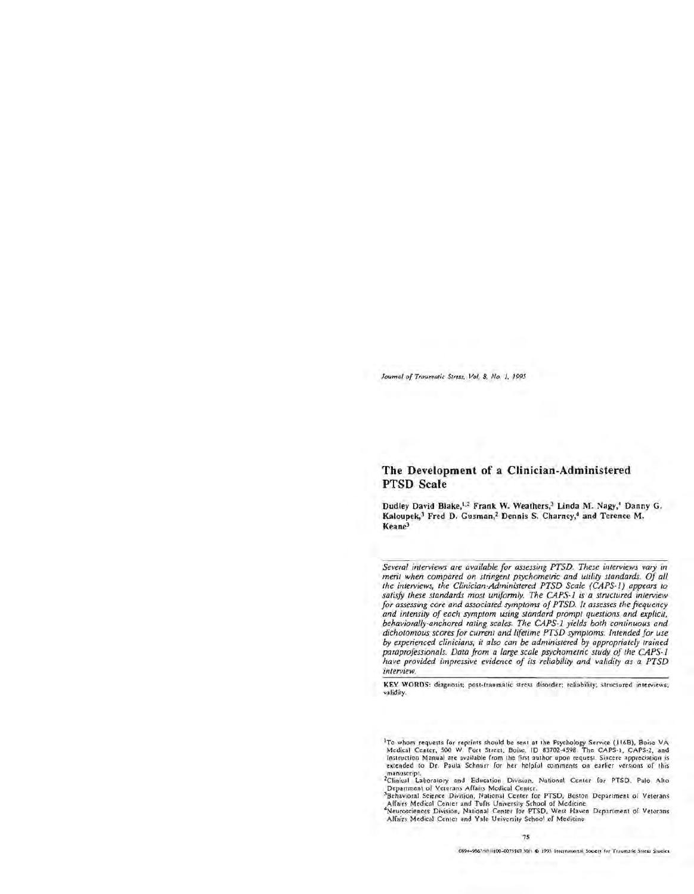# The Development of a Clinician-Administered PTSD Scale

**Dudley David Blake,[1,2] Frank W. Weathers,[3] Linda M. Nagy,[4] Danny G. Kaloupek,[3] Fred D. Gusman,[2] Dennis S. Charney,[4] and Terence M. Keane[3]**

*Several interviews are available for assessing PTSD. These interviews vary in merit when compared on stringent psychometric and utility standards. Of all the interviews, the Clinician-Administered PTSD Scale (CAPS-1) appears to satisfy these standards most uniformly. The CAPS-1 is a structured interview for assessing core and associated symptoms of PTSD. It assesses the frequency and intensity of each symptom using standard prompt questions and explicit, behaviorally-anchored rating scales. The CAPS-1 yields both continuous and dichotomous scores for current and lifetime PTSD symptoms. Intended for use by experienced clinicians, it also can be administered by appropriately trained paraprofessionals. Data from a large scale psychometric study of the CAPS-1 have provided impressive evidence of its reliability and validity as a PTSD interview.*

**KEY WORDS:** diagnosis; post-traumatic stress disorder; reliability; structured interviews; validity.

[1]To whom requests for reprints should be sent at the Psychology Service (116B), Boise VA Medical Center, 500 W. Fort Street, Boise, ID 83702-4598. The CAPS-1, CAPS-2, and Instruction Manual are available from the first author upon request. Sincere appreciation is extended to Dr. Paula Schnurr for her helpful comments on earlier versions of this manuscript.

[2]Clinical Laboratory and Education Division, National Center for PTSD, Palo Alto Department of Veterans Affairs Medical Center.

[3]Behavioral Science Division, National Center for PTSD, Boston Department of Veterans Affairs Medical Center and Tufts University School of Medicine.

[4]Neurosciences Division, National Center for PTSD, West Haven Department of Veterans Affairs Medical Center and Yale University School of Medicine.

0894-9867/95/0100-0075$07.50/1 © 1995 International Society for Traumatic Stress Studies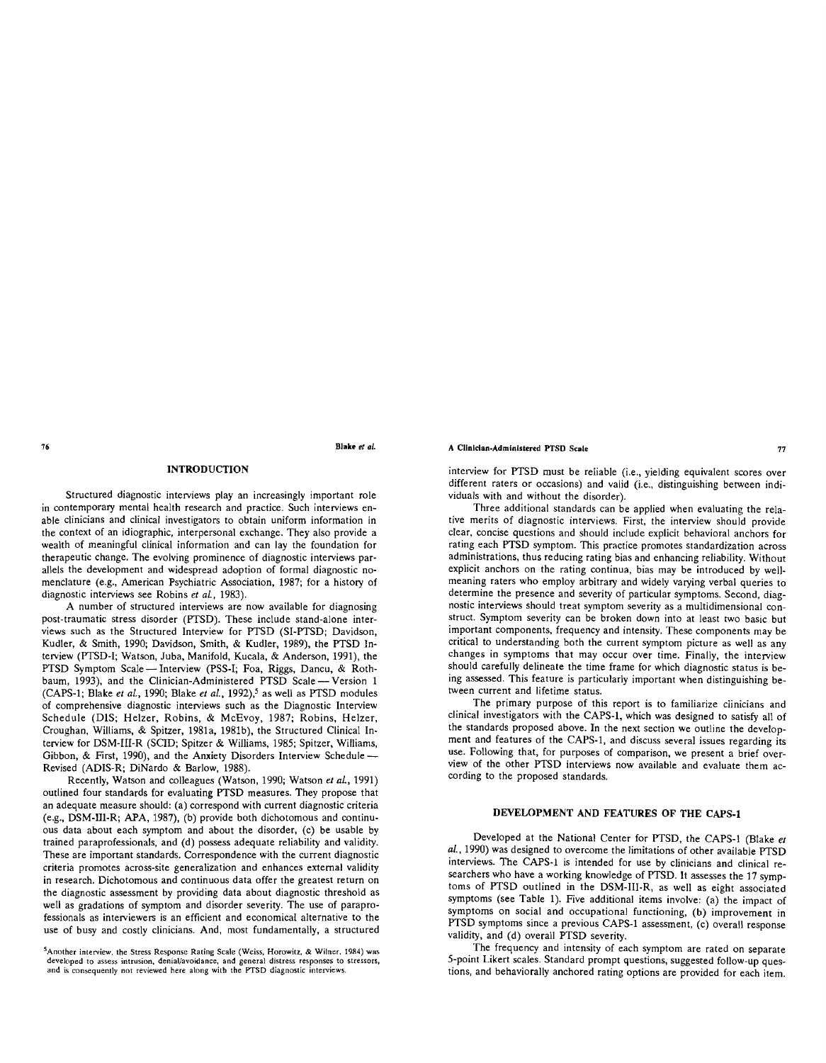## INTRODUCTION

Structured diagnostic interviews play an increasingly important role in contemporary mental health research and practice. Such interviews enable clinicians and clinical investigators to obtain uniform information in the context of an idiographic, interpersonal exchange. They also provide a wealth of meaningful clinical information and can lay the foundation for therapeutic change. The evolving prominence of diagnostic interviews parallels the development and widespread adoption of formal diagnostic nomenclature (e.g., American Psychiatric Association, 1987; for a history of diagnostic interviews see Robins *et al.*, 1983).

A number of structured interviews are now available for diagnosing post-traumatic stress disorder (PTSD). These include stand-alone interviews such as the Structured Interview for PTSD (SI-PTSD; Davidson, Kudler, & Smith, 1990; Davidson, Smith, & Kudler, 1989), the PTSD Interview (PTSD-I; Watson, Juba, Manifold, Kucala, & Anderson, 1991), the PTSD Symptom Scale — Interview (PSS-I; Foa, Riggs, Dancu, & Rothbaum, 1993), and the Clinician-Administered PTSD Scale — Version 1 (CAPS-1; Blake *et al.*, 1990; Blake *et al.*, 1992),[5] as well as PTSD modules of comprehensive diagnostic interviews such as the Diagnostic Interview Schedule (DIS; Helzer, Robins, & McEvoy, 1987; Robins, Helzer, Croughan, Williams, & Spitzer, 1981a, 1981b), the Structured Clinical Interview for DSM-III-R (SCID; Spitzer & Williams, 1985; Spitzer, Williams, Gibbon, & First, 1990), and the Anxiety Disorders Interview Schedule — Revised (ADIS-R; DiNardo & Barlow, 1988).

Recently, Watson and colleagues (Watson, 1990; Watson *et al.*, 1991) outlined four standards for evaluating PTSD measures. They propose that an adequate measure should: (a) correspond with current diagnostic criteria (e.g., DSM-III-R; APA, 1987), (b) provide both dichotomous and continuous data about each symptom and about the disorder, (c) be usable by trained paraprofessionals, and (d) possess adequate reliability and validity. These are important standards. Correspondence with the current diagnostic criteria promotes across-site generalization and enhances external validity in research. Dichotomous and continuous data offer the greatest return on the diagnostic assessment by providing data about diagnostic threshold as well as gradations of symptom and disorder severity. The use of paraprofessionals as interviewers is an efficient and economical alternative to the use of busy and costly clinicians. And, most fundamentally, a structured interview for PTSD must be reliable (i.e., yielding equivalent scores over different raters or occasions) and valid (i.e., distinguishing between individuals with and without the disorder).

[5] Another interview, the Stress Response Rating Scale (Weiss, Horowitz, & Wilner, 1984) was developed to assess intrusion, denial/avoidance, and general distress responses to stressors, and is consequently not reviewed here along with the PTSD diagnostic interviews.

Three additional standards can be applied when evaluating the relative merits of diagnostic interviews. First, the interview should provide clear, concise questions and should include explicit behavioral anchors for rating each PTSD symptom. This practice promotes standardization across administrations, thus reducing rating bias and enhancing reliability. Without explicit anchors on the rating continua, bias may be introduced by well-meaning raters who employ arbitrary and widely varying verbal queries to determine the presence and severity of particular symptoms. Second, diagnostic interviews should treat symptom severity as a multidimensional construct. Symptom severity can be broken down into at least two basic but important components, frequency and intensity. These components may be critical to understanding both the current symptom picture as well as any changes in symptoms that may occur over time. Finally, the interview should carefully delineate the time frame for which diagnostic status is being assessed. This feature is particularly important when distinguishing between current and lifetime status.

The primary purpose of this report is to familiarize clinicians and clinical investigators with the CAPS-1, which was designed to satisfy all of the standards proposed above. In the next section we outline the development and features of the CAPS-1, and discuss several issues regarding its use. Following that, for purposes of comparison, we present a brief overview of the other PTSD interviews now available and evaluate them according to the proposed standards.

## DEVELOPMENT AND FEATURES OF THE CAPS-1

Developed at the National Center for PTSD, the CAPS-1 (Blake *et al.*, 1990) was designed to overcome the limitations of other available PTSD interviews. The CAPS-1 is intended for use by clinicians and clinical researchers who have a working knowledge of PTSD. It assesses the 17 symptoms of PTSD outlined in the DSM-III-R, as well as eight associated symptoms (see Table 1). Five additional items involve: (a) the impact of symptoms on social and occupational functioning, (b) improvement in PTSD symptoms since a previous CAPS-1 assessment, (c) overall response validity, and (d) overall PTSD severity.

The frequency and intensity of each symptom are rated on separate 5-point Likert scales. Standard prompt questions, suggested follow-up questions, and behaviorally anchored rating options are provided for each item.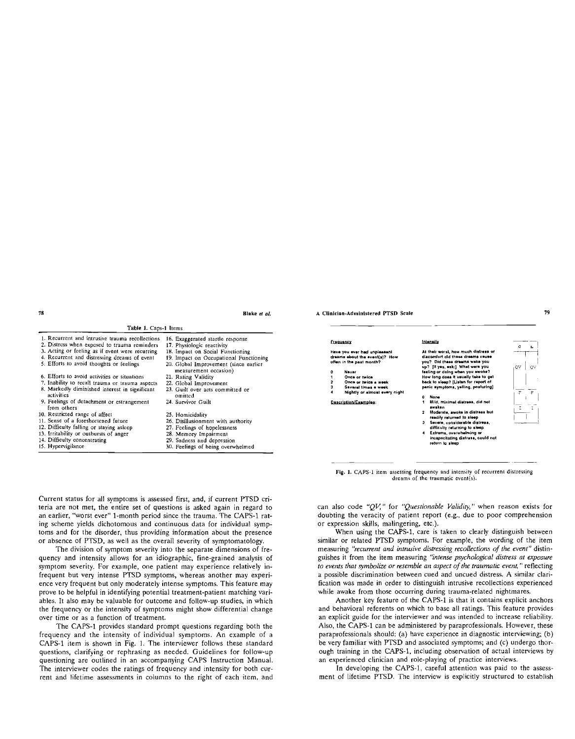Table 1. Caps-1 Items

| | |
|---|---|
| 1. Recurrent and intrusive trauma recollections | 16. Exaggerated startle response |
| 2. Distress when exposed to trauma reminders | 17. Physiologic reactivity |
| 3. Acting or feeling as if event were recurring | 18. Impact on Social Functioning |
| 4. Recurrent and distressing dreams of event | 19. Impact on Occupational Functioning |
| 5. Efforts to avoid thoughts or feelings | 20. Global Improvement (since earlier measurement occasion) |
| 6. Efforts to avoid activities or situations | 21. Rating Validity |
| 7. Inability to recall trauma or trauma aspects | 22. Global Improvement |
| 8. Markedly diminished interest in significant activities | 23. Guilt over acts committed or omitted |
| 9. Feelings of detachment or estrangement from others | 24. Survivor Guilt |
| 10. Restricted range of affect | 25. Homicidality |
| 11. Sense of a foreshortened future | 26. Disillusionment with authority |
| 12. Difficulty falling or staying asleep | 27. Feelings of hopelessness |
| 13. Irritability or outbursts of anger | 28. Memory Impairment |
| 14. Difficulty concentrating | 29. Sadness and depression |
| 15. Hypervigilance | 30. Feelings of being overwhelmed |

Current status for all symptoms is assessed first, and, if current PTSD criteria are not met, the entire set of questions is asked again in regard to an earlier, "worst ever" 1-month period since the trauma. The CAPS-1 rating scheme yields dichotomous and continuous data for individual symptoms and for the disorder, thus providing information about the presence or absence of PTSD, as well as the overall severity of symptomatology.

The division of symptom severity into the separate dimensions of frequency and intensity allows for an idiographic, fine-grained analysis of symptom severity. For example, one patient may experience relatively infrequent but very intense PTSD symptoms, whereas another may experience very frequent but only moderately intense symptoms. This feature may prove to be helpful in identifying potential treatment-patient matching variables. It also may be valuable for outcome and follow-up studies, in which the frequency or the intensity of symptoms might show differential change over time or as a function of treatment.

The CAPS-1 provides standard prompt questions regarding both the frequency and the intensity of individual symptoms. An example of a CAPS-1 item is shown in Fig. 1. The interviewer follows these standard questions, clarifying or rephrasing as needed. Guidelines for follow-up questioning are outlined in an accompanying CAPS Instruction Manual. The interviewer codes the ratings of frequency and intensity for both current and lifetime assessments in columns to the right of each item, and

**Frequency**

Have you ever had unpleasant dreams about the event(s)? How often in the past month?

0 Never
1 Once or twice
2 Once or twice a week
3 Several times a week
4 Nightly or almost every night

**Description/Examples:**

**Intensity**

At their worst, how much distress or discomfort did these dreams cause you? Did these dreams wake you up? [If yes, ask:] What were you feeling or doing when you awoke? How long does it usually take to get back to sleep? [Listen for report of panic symptoms, yelling, posturing]

0 None
1 Mild, minimal distress, did not awaken
2 Moderate, awoke in distress but readily returned to sleep
3 Severe, considerable distress, difficulty returning to sleep
4 Extreme, overwhelming or incapacitating distress, could not return to sleep

| C | L |
|---|---|
| QV | QV |
| F | F |
| I | I |

Fig. 1. CAPS-1 item assessing frequency and intensity of recurrent distressing dreams of the traumatic event(s).

can also code *"QV,"* for *"Questionable Validity,"* when reason exists for doubting the veracity of patient report (e.g., due to poor comprehension or expression skills, malingering, etc.).

When using the CAPS-1, care is taken to clearly distinguish between similar or related PTSD symptoms. For example, the wording of the item measuring *"recurrent and intrusive distressing recollections of the event"* distinguishes it from the item measuring *"intense psychological distress at exposure to events that symbolize or resemble an aspect of the traumatic event,"* reflecting a possible discrimination between cued and uncued distress. A similar clarification was made in order to distinguish intrusive recollections experienced while awake from those occurring during trauma-related nightmares.

Another key feature of the CAPS-1 is that it contains explicit anchors and behavioral referents on which to base all ratings. This feature provides an explicit guide for the interviewer and was intended to increase reliability. Also, the CAPS-1 can be administered by paraprofessionals. However, these paraprofessionals should: (a) have experience in diagnostic interviewing; (b) be very familiar with PTSD and associated symptoms; and (c) undergo thorough training in the CAPS-1, including observation of actual interviews by an experienced clinician and role-playing of practice interviews.

In developing the CAPS-1, careful attention was paid to the assessment of lifetime PTSD. The interview is explicitly structured to establish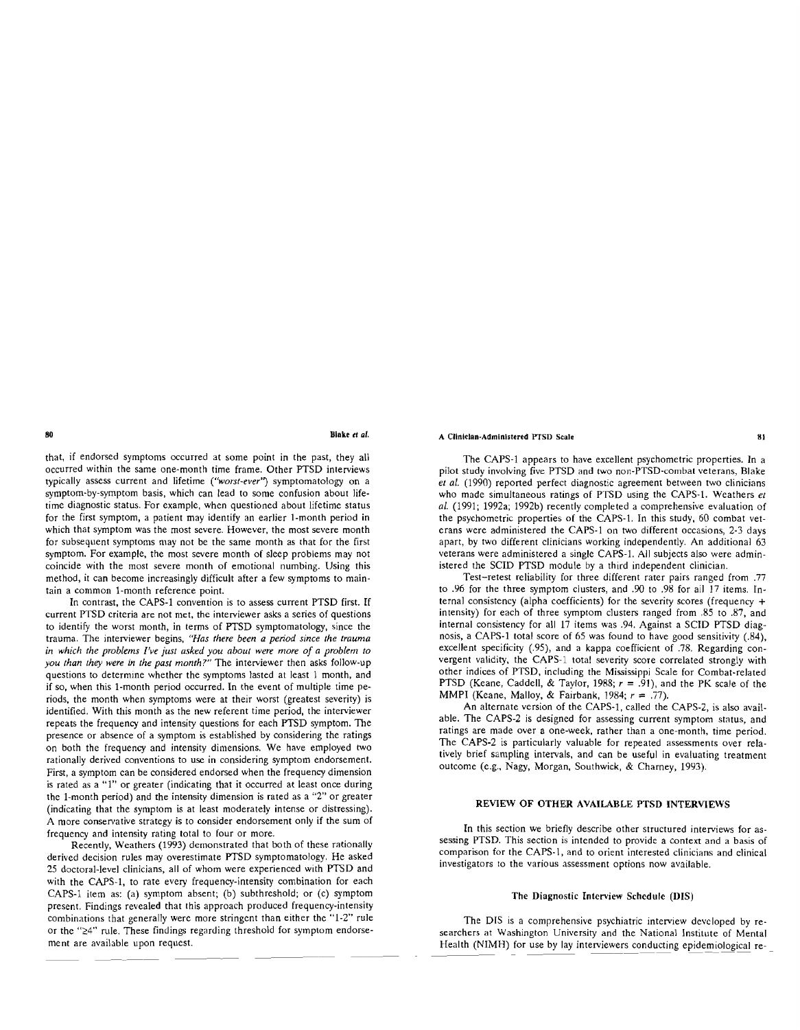that, if endorsed symptoms occurred at some point in the past, they all occurred within the same one-month time frame. Other PTSD interviews typically assess current and lifetime (*"worst-ever"*) symptomatology on a symptom-by-symptom basis, which can lead to some confusion about lifetime diagnostic status. For example, when questioned about lifetime status for the first symptom, a patient may identify an earlier 1-month period in which that symptom was the most severe. However, the most severe month for subsequent symptoms may not be the same month as that for the first symptom. For example, the most severe month of sleep problems may not coincide with the most severe month of emotional numbing. Using this method, it can become increasingly difficult after a few symptoms to maintain a common 1-month reference point.

In contrast, the CAPS-1 convention is to assess current PTSD first. If current PTSD criteria are not met, the interviewer asks a series of questions to identify the worst month, in terms of PTSD symptomatology, since the trauma. The interviewer begins, *"Has there been a period since the trauma in which the problems I've just asked you about were more of a problem to you than they were in the past month?"* The interviewer then asks follow-up questions to determine whether the symptoms lasted at least 1 month, and if so, when this 1-month period occurred. In the event of multiple time periods, the month when symptoms were at their worst (greatest severity) is identified. With this month as the new referent time period, the interviewer repeats the frequency and intensity questions for each PTSD symptom. The presence or absence of a symptom is established by considering the ratings on both the frequency and intensity dimensions. We have employed two rationally derived conventions to use in considering symptom endorsement. First, a symptom can be considered endorsed when the frequency dimension is rated as a "1" or greater (indicating that it occurred at least once during the 1-month period) and the intensity dimension is rated as a "2" or greater (indicating that the symptom is at least moderately intense or distressing). A more conservative strategy is to consider endorsement only if the sum of frequency and intensity rating total to four or more.

Recently, Weathers (1993) demonstrated that both of these rationally derived decision rules may overestimate PTSD symptomatology. He asked 25 doctoral-level clinicians, all of whom were experienced with PTSD and with the CAPS-1, to rate every frequency-intensity combination for each CAPS-1 item as: (a) symptom absent; (b) subthreshold; or (c) symptom present. Findings revealed that this approach produced frequency-intensity combinations that generally were more stringent than either the "1-2" rule or the "≥4" rule. These findings regarding threshold for symptom endorsement are available upon request.

The CAPS-1 appears to have excellent psychometric properties. In a pilot study involving five PTSD and two non-PTSD-combat veterans, Blake *et al.* (1990) reported perfect diagnostic agreement between two clinicians who made simultaneous ratings of PTSD using the CAPS-1. Weathers *et al.* (1991; 1992a; 1992b) recently completed a comprehensive evaluation of the psychometric properties of the CAPS-1. In this study, 60 combat veterans were administered the CAPS-1 on two different occasions, 2-3 days apart, by two different clinicians working independently. An additional 63 veterans were administered a single CAPS-1. All subjects also were administered the SCID PTSD module by a third independent clinician.

Test–retest reliability for three different rater pairs ranged from .77 to .96 for the three symptom clusters, and .90 to .98 for all 17 items. Internal consistency (alpha coefficients) for the severity scores (frequency + intensity) for each of three symptom clusters ranged from .85 to .87, and internal consistency for all 17 items was .94. Against a SCID PTSD diagnosis, a CAPS-1 total score of 65 was found to have good sensitivity (.84), excellent specificity (.95), and a kappa coefficient of .78. Regarding convergent validity, the CAPS-1 total severity score correlated strongly with other indices of PTSD, including the Mississippi Scale for Combat-related PTSD (Keane, Caddell, & Taylor, 1988; $r = .91$), and the PK scale of the MMPI (Keane, Malloy, & Fairbank, 1984; $r = .77$).

An alternate version of the CAPS-1, called the CAPS-2, is also available. The CAPS-2 is designed for assessing current symptom status, and ratings are made over a one-week, rather than a one-month, time period. The CAPS-2 is particularly valuable for repeated assessments over relatively brief sampling intervals, and can be useful in evaluating treatment outcome (e.g., Nagy, Morgan, Southwick, & Charney, 1993).

## REVIEW OF OTHER AVAILABLE PTSD INTERVIEWS

In this section we briefly describe other structured interviews for assessing PTSD. This section is intended to provide a context and a basis of comparison for the CAPS-1, and to orient interested clinicians and clinical investigators to the various assessment options now available.

### The Diagnostic Interview Schedule (DIS)

The DIS is a comprehensive psychiatric interview developed by researchers at Washington University and the National Institute of Mental Health (NIMH) for use by lay interviewers conducting epidemiological re-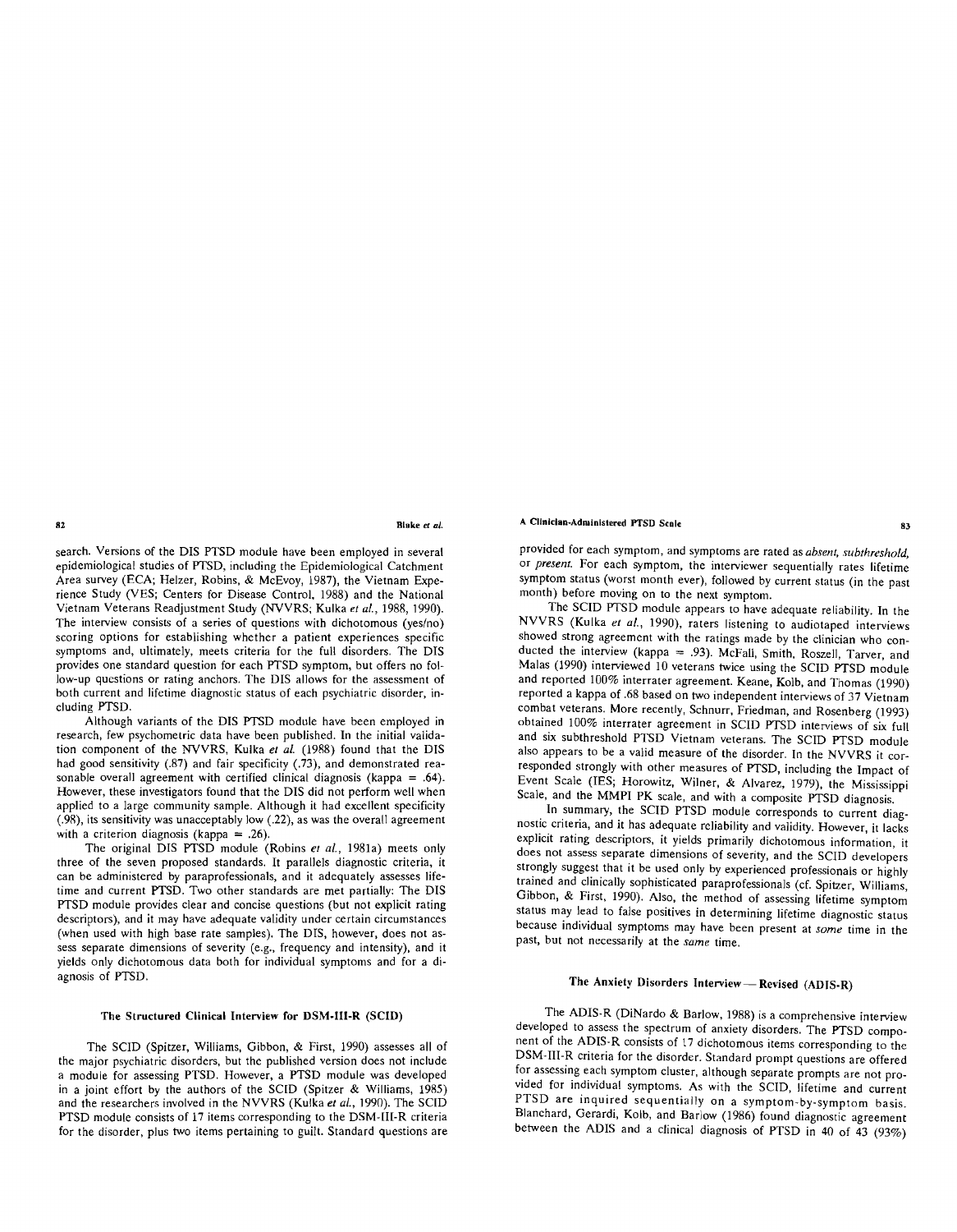search. Versions of the DIS PTSD module have been employed in several epidemiological studies of PTSD, including the Epidemiological Catchment Area survey (ECA; Helzer, Robins, & McEvoy, 1987), the Vietnam Experience Study (VES; Centers for Disease Control, 1988) and the National Vietnam Veterans Readjustment Study (NVVRS; Kulka *et al.*, 1988, 1990). The interview consists of a series of questions with dichotomous (yes/no) scoring options for establishing whether a patient experiences specific symptoms and, ultimately, meets criteria for the full disorders. The DIS provides one standard question for each PTSD symptom, but offers no follow-up questions or rating anchors. The DIS allows for the assessment of both current and lifetime diagnostic status of each psychiatric disorder, including PTSD.

Although variants of the DIS PTSD module have been employed in research, few psychometric data have been published. In the initial validation component of the NVVRS, Kulka *et al.* (1988) found that the DIS had good sensitivity (.87) and fair specificity (.73), and demonstrated reasonable overall agreement with certified clinical diagnosis (kappa = .64). However, these investigators found that the DIS did not perform well when applied to a large community sample. Although it had excellent specificity (.98), its sensitivity was unacceptably low (.22), as was the overall agreement with a criterion diagnosis (kappa = .26).

The original DIS PTSD module (Robins *et al.*, 1981a) meets only three of the seven proposed standards. It parallels diagnostic criteria, it can be administered by paraprofessionals, and it adequately assesses lifetime and current PTSD. Two other standards are met partially: The DIS PTSD module provides clear and concise questions (but not explicit rating descriptors), and it may have adequate validity under certain circumstances (when used with high base rate samples). The DIS, however, does not assess separate dimensions of severity (e.g., frequency and intensity), and it yields only dichotomous data both for individual symptoms and for a diagnosis of PTSD.

### The Structured Clinical Interview for DSM-III-R (SCID)

The SCID (Spitzer, Williams, Gibbon, & First, 1990) assesses all of the major psychiatric disorders, but the published version does not include a module for assessing PTSD. However, a PTSD module was developed in a joint effort by the authors of the SCID (Spitzer & Williams, 1985) and the researchers involved in the NVVRS (Kulka *et al.*, 1990). The SCID PTSD module consists of 17 items corresponding to the DSM-III-R criteria for the disorder, plus two items pertaining to guilt. Standard questions are provided for each symptom, and symptoms are rated as *absent*, *subthreshold*, or *present*. For each symptom, the interviewer sequentially rates lifetime symptom status (worst month ever), followed by current status (in the past month) before moving on to the next symptom.

The SCID PTSD module appears to have adequate reliability. In the NVVRS (Kulka *et al.*, 1990), raters listening to audiotaped interviews showed strong agreement with the ratings made by the clinician who conducted the interview (kappa = .93). McFall, Smith, Roszell, Tarver, and Malas (1990) interviewed 10 veterans twice using the SCID PTSD module and reported 100% interrater agreement. Keane, Kolb, and Thomas (1990) reported a kappa of .68 based on two independent interviews of 37 Vietnam combat veterans. More recently, Schnurr, Friedman, and Rosenberg (1993) obtained 100% interrater agreement in SCID PTSD interviews of six full and six subthreshold PTSD Vietnam veterans. The SCID PTSD module also appears to be a valid measure of the disorder. In the NVVRS it corresponded strongly with other measures of PTSD, including the Impact of Event Scale (IES; Horowitz, Wilner, & Alvarez, 1979), the Mississippi Scale, and the MMPI PK scale, and with a composite PTSD diagnosis.

In summary, the SCID PTSD module corresponds to current diagnostic criteria, and it has adequate reliability and validity. However, it lacks explicit rating descriptors, it yields primarily dichotomous information, it does not assess separate dimensions of severity, and the SCID developers strongly suggest that it be used only by experienced professionals or highly trained and clinically sophisticated paraprofessionals (cf. Spitzer, Williams, Gibbon, & First, 1990). Also, the method of assessing lifetime symptom status may lead to false positives in determining lifetime diagnostic status because individual symptoms may have been present at *some* time in the past, but not necessarily at the *same* time.

### The Anxiety Disorders Interview — Revised (ADIS-R)

The ADIS-R (DiNardo & Barlow, 1988) is a comprehensive interview developed to assess the spectrum of anxiety disorders. The PTSD component of the ADIS-R consists of 17 dichotomous items corresponding to the DSM-III-R criteria for the disorder. Standard prompt questions are offered for assessing each symptom cluster, although separate prompts are not provided for individual symptoms. As with the SCID, lifetime and current PTSD are inquired sequentially on a symptom-by-symptom basis. Blanchard, Gerardi, Kolb, and Barlow (1986) found diagnostic agreement between the ADIS and a clinical diagnosis of PTSD in 40 of 43 (93%)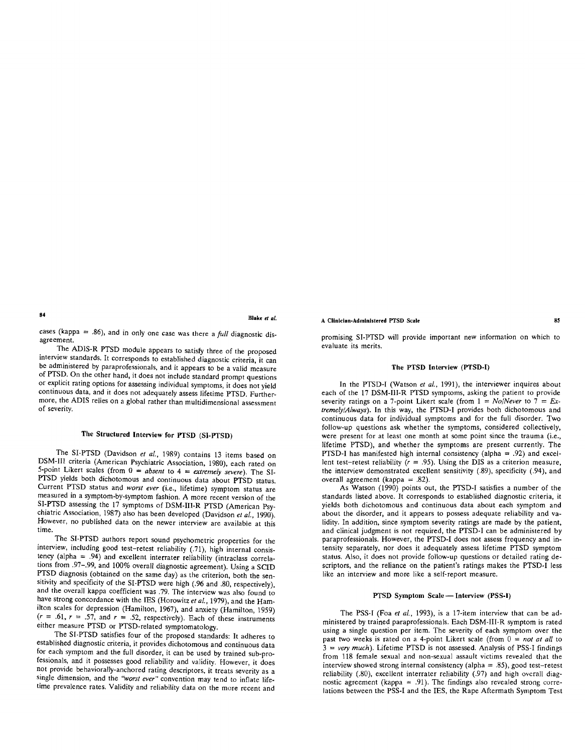cases (kappa = .86), and in only one case was there a *full* diagnostic disagreement.

The ADIS-R PTSD module appears to satisfy three of the proposed interview standards. It corresponds to established diagnostic criteria, it can be administered by paraprofessionals, and it appears to be a valid measure of PTSD. On the other hand, it does not include standard prompt questions or explicit rating options for assessing individual symptoms, it does not yield continuous data, and it does not adequately assess lifetime PTSD. Furthermore, the ADIS relies on a global rather than multidimensional assessment of severity.

### The Structured Interview for PTSD (SI-PTSD)

The SI-PTSD (Davidson *et al.*, 1989) contains 13 items based on DSM-III criteria (American Psychiatric Association, 1980), each rated on 5-point Likert scales (from 0 = *absent* to 4 = *extremely severe*). The SI-PTSD yields both dichotomous and continuous data about PTSD status. Current PTSD status and *worst ever* (i.e., lifetime) symptom status are measured in a symptom-by-symptom fashion. A more recent version of the SI-PTSD assessing the 17 symptoms of DSM-III-R PTSD (American Psychiatric Association, 1987) also has been developed (Davidson *et al.*, 1990). However, no published data on the newer interview are available at this time.

The SI-PTSD authors report sound psychometric properties for the interview, including good test–retest reliability (.71), high internal consistency (alpha = .94) and excellent interrater reliability (intraclass correlations from .97–.99, and 100% overall diagnostic agreement). Using a SCID PTSD diagnosis (obtained on the same day) as the criterion, both the sensitivity and specificity of the SI-PTSD were high (.96 and .80, respectively), and the overall kappa coefficient was .79. The interview was also found to have strong concordance with the IES (Horowitz *et al.*, 1979), and the Hamilton scales for depression (Hamilton, 1967), and anxiety (Hamilton, 1959) ($r$ = .61, $r$ = .57, and $r$ = .52, respectively). Each of these instruments either measure PTSD or PTSD-related symptomatology.

The SI-PTSD satisfies four of the proposed standards: It adheres to established diagnostic criteria, it provides dichotomous and continuous data for each symptom and the full disorder, it can be used by trained sub-professionals, and it possesses good reliability and validity. However, it does not provide behaviorally-anchored rating descriptors, it treats severity as a single dimension, and the *"worst ever"* convention may tend to inflate lifetime prevalence rates. Validity and reliability data on the more recent and promising SI-PTSD will provide important new information on which to evaluate its merits.

### The PTSD Interview (PTSD-I)

In the PTSD-I (Watson *et al.*, 1991), the interviewer inquires about each of the 17 DSM-III-R PTSD symptoms, asking the patient to provide severity ratings on a 7-point Likert scale (from 1 = *No/Never* to 7 = *Extremely/Always*). In this way, the PTSD-I provides both dichotomous and continuous data for individual symptoms and for the full disorder. Two follow-up questions ask whether the symptoms, considered collectively, were present for at least one month at some point since the trauma (i.e., lifetime PTSD), and whether the symptoms are present currently. The PTSD-I has manifested high internal consistency (alpha = .92) and excellent test–retest reliability ($r$ = .95). Using the DIS as a criterion measure, the interview demonstrated excellent sensitivity (.89), specificity (.94), and overall agreement (kappa = .82).

As Watson (1990) points out, the PTSD-I satisfies a number of the standards listed above. It corresponds to established diagnostic criteria, it yields both dichotomous and continuous data about each symptom and about the disorder, and it appears to possess adequate reliability and validity. In addition, since symptom severity ratings are made by the patient, and clinical judgment is not required, the PTSD-I can be administered by paraprofessionals. However, the PTSD-I does not assess frequency and intensity separately, nor does it adequately assess lifetime PTSD symptom status. Also, it does not provide follow-up questions or detailed rating descriptors, and the reliance on the patient's ratings makes the PTSD-I less like an interview and more like a self-report measure.

### PTSD Symptom Scale — Interview (PSS-I)

The PSS-I (Foa *et al.*, 1993), is a 17-item interview that can be administered by trained paraprofessionals. Each DSM-III-R symptom is rated using a single question per item. The severity of each symptom over the past two weeks is rated on a 4-point Likert scale (from 0 = *not at all* to 3 = *very much*). Lifetime PTSD is not assessed. Analysis of PSS-I findings from 118 female sexual and non-sexual assault victims revealed that the interview showed strong internal consistency (alpha = .85), good test–retest reliability (.80), excellent interrater reliability (.97) and high overall diagnostic agreement (kappa = .91). The findings also revealed strong correlations between the PSS-I and the IES, the Rape Aftermath Symptom Test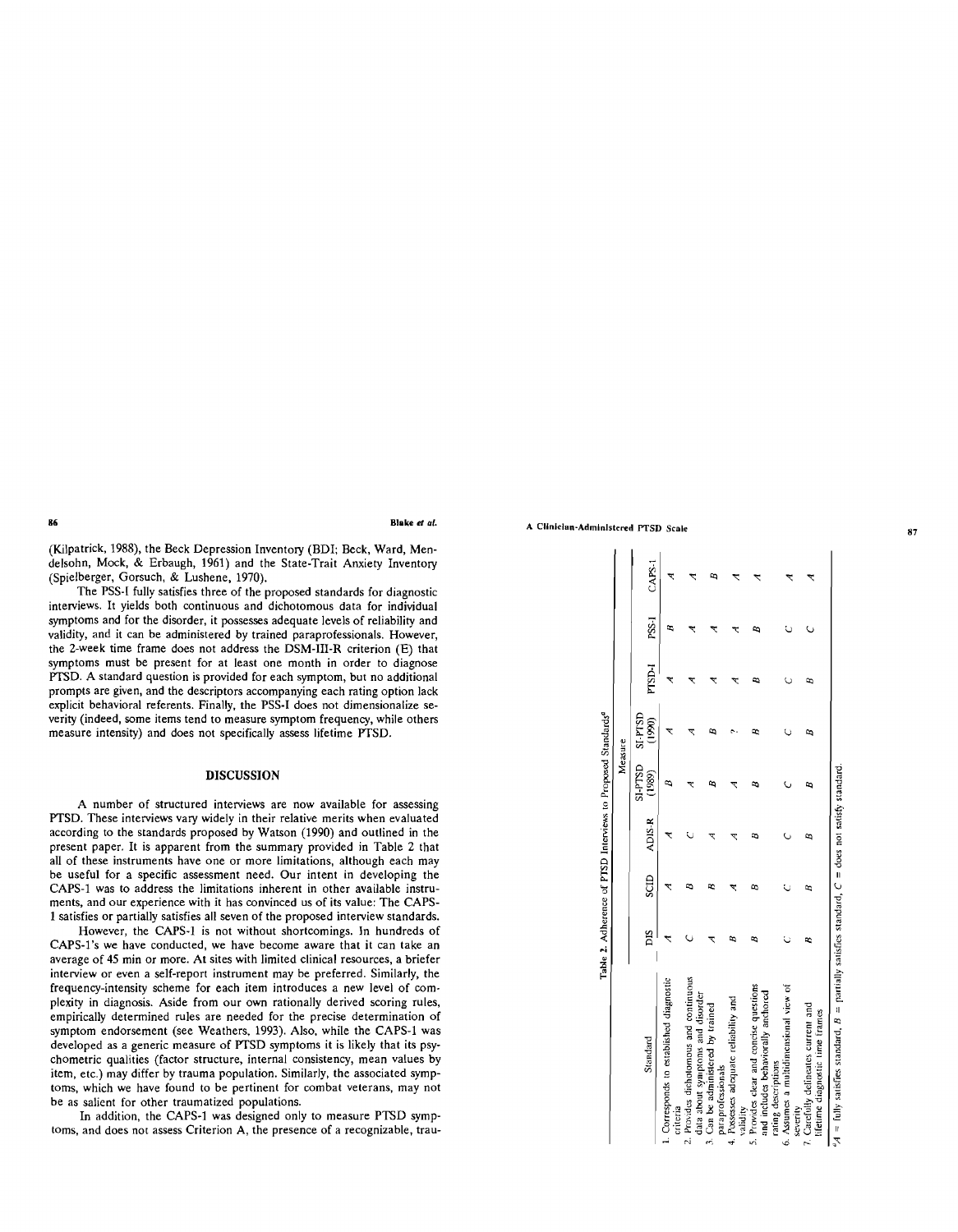(Kilpatrick, 1988), the Beck Depression Inventory (BDI; Beck, Ward, Mendelsohn, Mock, & Erbaugh, 1961) and the State-Trait Anxiety Inventory (Spielberger, Gorsuch, & Lushene, 1970).

The PSS-I fully satisfies three of the proposed standards for diagnostic interviews. It yields both continuous and dichotomous data for individual symptoms and for the disorder, it possesses adequate levels of reliability and validity, and it can be administered by trained paraprofessionals. However, the 2-week time frame does not address the DSM-III-R criterion (E) that symptoms must be present for at least one month in order to diagnose PTSD. A standard question is provided for each symptom, but no additional prompts are given, and the descriptors accompanying each rating option lack explicit behavioral referents. Finally, the PSS-I does not dimensionalize severity (indeed, some items tend to measure symptom frequency, while others measure intensity) and does not specifically assess lifetime PTSD.

## DISCUSSION

A number of structured interviews are now available for assessing PTSD. These interviews vary widely in their relative merits when evaluated according to the standards proposed by Watson (1990) and outlined in the present paper. It is apparent from the summary provided in Table 2 that all of these instruments have one or more limitations, although each may be useful for a specific assessment need. Our intent in developing the CAPS-1 was to address the limitations inherent in other available instruments, and our experience with it has convinced us of its value: The CAPS-1 satisfies or partially satisfies all seven of the proposed interview standards.

However, the CAPS-1 is not without shortcomings. In hundreds of CAPS-1's we have conducted, we have become aware that it can take an average of 45 min or more. At sites with limited clinical resources, a briefer interview or even a self-report instrument may be preferred. Similarly, the frequency-intensity scheme for each item introduces a new level of complexity in diagnosis. Aside from our own rationally derived scoring rules, empirically determined rules are needed for the precise determination of symptom endorsement (see Weathers, 1993). Also, while the CAPS-1 was developed as a generic measure of PTSD symptoms it is likely that its psychometric qualities (factor structure, internal consistency, mean values by item, etc.) may differ by trauma population. Similarly, the associated symptoms, which we have found to be pertinent for combat veterans, may not be as salient for other traumatized populations.

In addition, the CAPS-1 was designed only to measure PTSD symptoms, and does not assess Criterion A, the presence of a recognizable, trau-

Table 2. Adherence of PTSD Interviews to Proposed Standards[a]

| Standard | Measure | | | | | | | |
|---|---|---|---|---|---|---|---|---|
| | DIS | SCID | ADIS-R | SI-PTSD (1989) | SI-PTSD (1990) | PTSD-I | PSS-I | CAPS-1 |
| 1. Corresponds to established diagnostic criteria | A | A | A | B | A | A | B | A |
| 2. Provides dichotomous and continuous data about symptoms and disorder | C | B | C | A | A | A | A | A |
| 3. Can be administered by trained paraprofessionals | A | B | A | B | B | A | A | B |
| 4. Possesses adequate reliability and validity | B | A | A | A | ? | A | A | A |
| 5. Provides clear and concise questions and includes behaviorally anchored rating descriptions | B | B | B | B | B | B | B | A |
| 6. Assumes a multidimensional view of severity | C | C | C | C | C | C | C | A |
| 7. Carefully delineates current and lifetime diagnostic time frames | B | B | B | B | B | B | C | A |

[a] A = fully satisfies standard, B = partially satisfies standard, C = does not satisfy standard.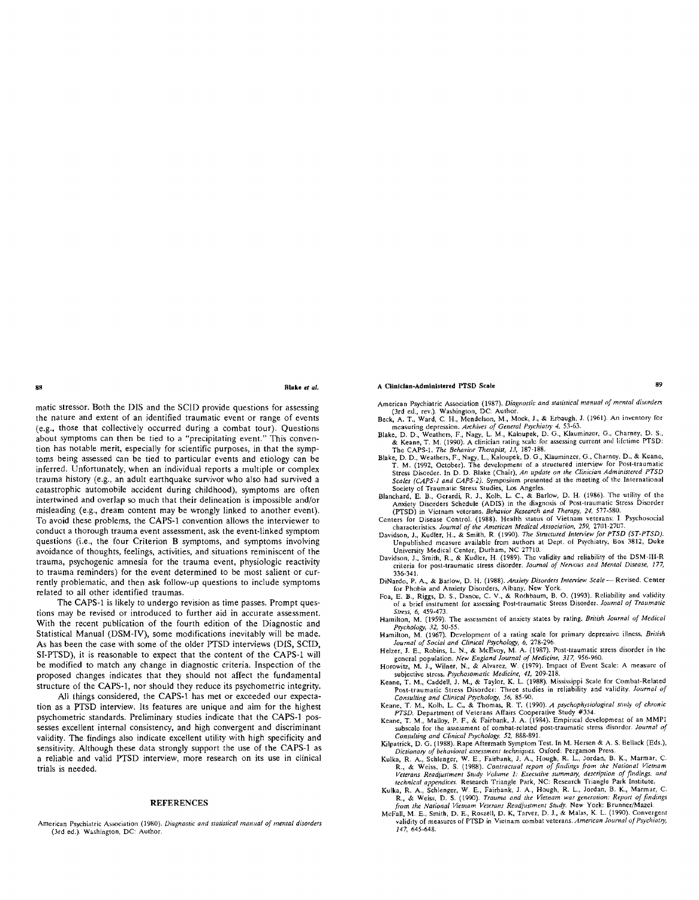matic stressor. Both the DIS and the SCID provide questions for assessing the nature and extent of an identified traumatic event or range of events (e.g., those that collectively occurred during a combat tour). Questions about symptoms can then be tied to a "precipitating event." This convention has notable merit, especially for scientific purposes, in that the symptoms being assessed can be tied to particular events and etiology can be inferred. Unfortunately, when an individual reports a multiple or complex trauma history (e.g., an adult earthquake survivor who also had survived a catastrophic automobile accident during childhood), symptoms are often intertwined and overlap so much that their delineation is impossible and/or misleading (e.g., dream content may be wrongly linked to another event). To avoid these problems, the CAPS-1 convention allows the interviewer to conduct a thorough trauma event assessment, ask the event-linked symptom questions (i.e., the four Criterion B symptoms, and symptoms involving avoidance of thoughts, feelings, activities, and situations reminiscent of the trauma, psychogenic amnesia for the trauma event, physiologic reactivity to trauma reminders) for the event determined to be most salient or currently problematic, and then ask follow-up questions to include symptoms related to all other identified traumas.

The CAPS-1 is likely to undergo revision as time passes. Prompt questions may be revised or introduced to further aid in accurate assessment. With the recent publication of the fourth edition of the Diagnostic and Statistical Manual (DSM-IV), some modifications inevitably will be made. As has been the case with some of the older PTSD interviews (DIS, SCID, SI-PTSD), it is reasonable to expect that the content of the CAPS-1 will be modified to match any change in diagnostic criteria. Inspection of the proposed changes indicates that they should not affect the fundamental structure of the CAPS-1, nor should they reduce its psychometric integrity.

All things considered, the CAPS-1 has met or exceeded our expectation as a PTSD interview. Its features are unique and aim for the highest psychometric standards. Preliminary studies indicate that the CAPS-1 possesses excellent internal consistency, and high convergent and discriminant validity. The findings also indicate excellent utility with high specificity and sensitivity. Although these data strongly support the use of the CAPS-1 as a reliable and valid PTSD interview, more research on its use in clinical trials is needed.

## REFERENCES

American Psychiatric Association (1980). *Diagnostic and statistical manual of mental disorders* (3rd ed.). Washington, DC: Author.

American Psychiatric Association (1987). *Diagnostic and statistical manual of mental disorders* (3rd ed., rev.). Washington, DC: Author.

Beck, A. T., Ward, C. H., Mendelson, M., Mock, J., & Erbaugh, J. (1961). An inventory for measuring depression. *Archives of General Psychiatry 4*, 53-63.

Blake, D. D., Weathers, F., Nagy, L. M., Kaloupek, D. G., Klauminzer, G., Charney, D. S., & Keane, T. M. (1990). A clinician rating scale for assessing current and lifetime PTSD: The CAPS-1. *The Behavior Therapist, 13*, 187-188.

Blake, D. D., Weathers, F., Nagy, L., Kaloupek, D. G., Klauminzer, G., Charney, D., & Keane, T. M. (1992, October). The development of a structured interview for Post-traumatic Stress Disorder. In D. D. Blake (Chair), *An update on the Clinician Administered PTSD Scales (CAPS-1 and CAPS-2)*. Symposium presented at the meeting of the International Society of Traumatic Stress Studies, Los Angeles.

Blanchard, E. B., Gerardi, R. J., Kolb, L. C., & Barlow, D. H. (1986). The utility of the Anxiety Disorders Schedule (ADIS) in the diagnosis of Post-traumatic Stress Disorder (PTSD) in Vietnam veterans. *Behavior Research and Therapy, 24*, 577-580.

Centers for Disease Control. (1988). Health status of Vietnam veterans: I. Psychosocial characteristics. *Journal of the American Medical Association, 259*, 2701-2707.

Davidson, J., Kudler, H., & Smith, R. (1990). *The Structured Interview for PTSD (ST-PTSD)*. Unpublished measure available from authors at Dept. of Psychiatry, Box 3812, Duke University Medical Center, Durham, NC 27710.

Davidson, J., Smith, R., & Kudler, H. (1989). The validity and reliability of the DSM-III-R criteria for post-traumatic stress disorder. *Journal of Nervous and Mental Disease, 177*, 336-341.

DiNardo, P. A., & Barlow, D. H. (1988). *Anxiety Disorders Interview Scale— Revised*. Center for Phobia and Anxiety Disorders, Albany, New York.

Foa, E. B., Riggs, D. S., Dancu, C. V., & Rothbaum, B. O. (1993). Reliability and validity of a brief instrument for assessing Post-traumatic Stress Disorder. *Journal of Traumatic Stress, 6*, 459-473.

Hamilton, M. (1959). The assessment of anxiety states by rating. *British Journal of Medical Psychology, 32*, 50-55.

Hamilton, M. (1967). Development of a rating scale for primary depressive illness. *British Journal of Social and Clinical Psychology, 6*, 278-296.

Helzer, J. E., Robins, L. N., & McEvoy, M. A. (1987). Post-traumatic stress disorder in the general population. *New England Journal of Medicine, 317*, 956-960.

Horowitz, M. J., Wilner, N., & Alvarez, W. (1979). Impact of Event Scale: A measure of subjective stress. *Psychosomatic Medicine, 41*, 209-218.

Keane, T. M., Caddell, J. M., & Taylor, K. L. (1988). Mississippi Scale for Combat-Related Post-traumatic Stress Disorder: Three studies in reliability and validity. *Journal of Consulting and Clinical Psychology, 56*, 85-90.

Keane, T. M., Kolb, L. C., & Thomas, R. T. (1990). *A psychophysiological study of chronic PTSD*. Department of Veterans Affairs Cooperative Study #334.

Keane, T. M., Malloy, P. F., & Fairbank, J. A. (1984). Empirical development of an MMPI subscale for the assessment of combat-related post-traumatic stress disorder. *Journal of Consulting and Clinical Psychology. 52*, 888-891.

Kilpatrick, D. G. (1988). Rape Aftermath Symptom Test. In M. Hersen & A. S. Bellack (Eds.), *Dictionary of behavioral assessment techniques*. Oxford: Pergamon Press.

Kulka, R. A., Schlenger, W. E., Fairbank, J. A., Hough, R. L., Jordan, B. K., Marmar, C. R., & Weiss, D. S. (1988). *Contractual report of findings from the National Vietnam Veterans Readjustment Study Volume 1: Executive summary, description of findings, and technical appendices*. Research Triangle Park, NC: Research Triangle Park Institute.

Kulka, R. A., Schlenger, W. E., Fairbank, J. A., Hough, R. L., Jordan, B. K., Marmar, C. R., & Weiss, D. S. (1990). *Trauma and the Vietnam war generation: Report of findings from the National Vietnam Veterans Readjustment Study*. New York: Brunner/Mazel.

McFall, M. E., Smith, D. E., Roszell, D. K, Tarver, D. J., & Malas, K. L. (1990). Convergent validity of measures of PTSD in Vietnam combat veterans. *American Journal of Psychiatry, 147*, 645-648.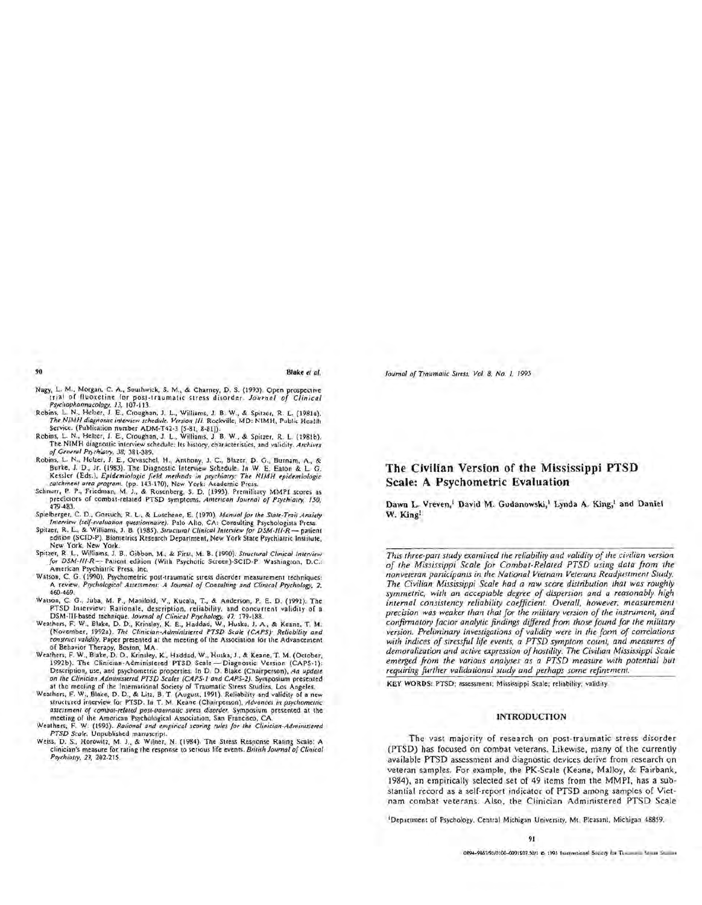Nagy, L. M., Morgan, C. A., Southwick, S. M., & Charney, D. S. (1993). Open prospective trial of fluoxetine for post-traumatic stress disorder. *Journal of Clinical Psychopharmacology, 13,* 107-113.

Robins, L. N., Helzer, J. E., Croughan, J. L., Williams, J. B. W., & Spitzer, R. L. (1981a). *The NIMH diagnostic interview schedule, Version III.* Rockville, MD: NIMH, Public Health Service. (Publication number ADM-T42-3 [5-81, 8-81]).

Robins, L. N., Helzer, J. E., Croughan, J. L., Williams, J. B. W., & Spitzer, R. L. (1981b). The NIMH diagnostic interview schedule: Its history, characteristics, and validity. *Archives of General Psychiatry, 38,* 381-389.

Robins, L. N., Helzer, J. E., Orvaschel, H., Anthony, J. C., Blazer, D. G., Burnam, A., & Burke, J. D., Jr. (1983). The Diagnostic Interview Schedule. In W. E. Eaton & L. G. Kessler (Eds.), *Epidemiologic field methods in psychiatry: The NIMH epidemiologic catchment area program.* (pp. 143-170), New York: Academic Press.

Schnurr, P. P., Friedman, M. J., & Rosenberg, S. D. (1993). Premilitary MMPI scores as predictors of combat-related PTSD symptoms. *American Journal of Psychiatry, 150,* 479-483.

Spielberger, C. D., Gorsuch, R. L., & Lushene, E. (1970). *Manual for the State-Trait Anxiety Interview (self-evaluation questionnaire).* Palo Alto, CA: Consulting Psychologists Press.

Spitzer, R. L., & Williams, J. B. (1985). *Structural Clinical Interview for DSM-III-R — patient edition (SCID-P).* Biometrics Research Department, New York State Psychiatric Institute, New York, New York.

Spitzer, R. L., Williams, J. B., Gibbon, M., & First, M. B. (1990). *Structural Clinical Interview for DSM-III-R — Patient edition (With Psychotic Screen)-SCID-P.* Washington, D.C.: American Psychiatric Press, Inc.

Watson, C. G. (1990). Psychometric post-traumatic stress disorder measurement techniques: A review. *Psychological Assessment: A Journal of Consulting and Clinical Psychology, 2,* 460-469.

Watson, C. G., Juba, M. P., Manifold, V., Kucala, T., & Anderson, P. E. D. (1991). The PTSD Interview: Rationale, description, reliability, and concurrent validity of a DSM-III-based technique. *Journal of Clinical Psychology, 47,* 179-188.

Weathers, F. W., Blake, D. D., Krinsley, K. E., Haddad, W., Huska, J. A., & Keane, T. M. (November, 1992a). *The Clinician-Administered PTSD Scale (CAPS): Reliability and construct validity.* Paper presented at the meeting of the Association for the Advancement of Behavior Therapy, Boston, MA.

Weathers, F. W., Blake, D. D., Krinsley, K., Haddad, W., Huska, J., & Keane, T. M. (October, 1992b). The Clinician-Administered PTSD Scale — Diagnostic Version (CAPS-1): Description, use, and psychometric properties. In D. D. Blake (Chairperson), *An update on the Clinician Administered PTSD Scales (CAPS-1 and CAPS-2).* Symposium presented at the meeting of the International Society of Traumatic Stress Studies, Los Angeles.

Weathers, F. W., Blake, D. D., & Litz, B. T. (August, 1991). Reliability and validity of a new structured interview for PTSD. In T. M. Keane (Chairperson), *Advances in psychometric assessment of combat-related post-traumatic stress disorder.* Symposium presented at the meeting of the American Psychological Association, San Francisco, CA.

Weathers, F. W. (1993). *Rational and empirical scoring rules for the Clinician-Administered PTSD Scale.* Unpublished manuscript.

Weiss, D. S., Horowitz, M. J., & Wilner, N. (1984). The Stress Response Rating Scale: A clinician's measure for rating the response to serious life events. *British Journal of Clinical Psychiatry, 23,* 202-215.

# The Civilian Version of the Mississippi PTSD Scale: A Psychometric Evaluation

**Dawn L. Vreven,[1] David M. Gudanowski,[1] Lynda A. King,[1] and Daniel W. King[1]**

*This three-part study examined the reliability and validity of the civilian version of the Mississippi Scale for Combat-Related PTSD using data from the nonveteran participants in the National Vietnam Veterans Readjustment Study. The Civilian Mississippi Scale had a raw score distribution that was roughly symmetric, with an acceptable degree of dispersion and a reasonably high internal consistency reliability coefficient. Overall, however, measurement precision was weaker than that for the military version of the instrument, and confirmatory factor analytic findings differed from those found for the military version. Preliminary investigations of validity were in the form of correlations with indices of stressful life events, a PTSD symptom count, and measures of demoralization and active expression of hostility. The Civilian Mississippi Scale emerged from the various analyses as a PTSD measure with potential but requiring further validational study and perhaps some refinement.*

**KEY WORDS:** PTSD; assessment; Mississippi Scale; reliability; validity.

## INTRODUCTION

The vast majority of research on post-traumatic stress disorder (PTSD) has focused on combat veterans. Likewise, many of the currently available PTSD assessment and diagnostic devices derive from research on veteran samples. For example, the PK-Scale (Keane, Malloy, & Fairbank, 1984), an empirically selected set of 49 items from the MMPI, has a substantial record as a self-report indicator of PTSD among samples of Vietnam combat veterans. Also, the Clinician Administered PTSD Scale

[1]Department of Psychology, Central Michigan University, Mt. Pleasant, Michigan 48859.